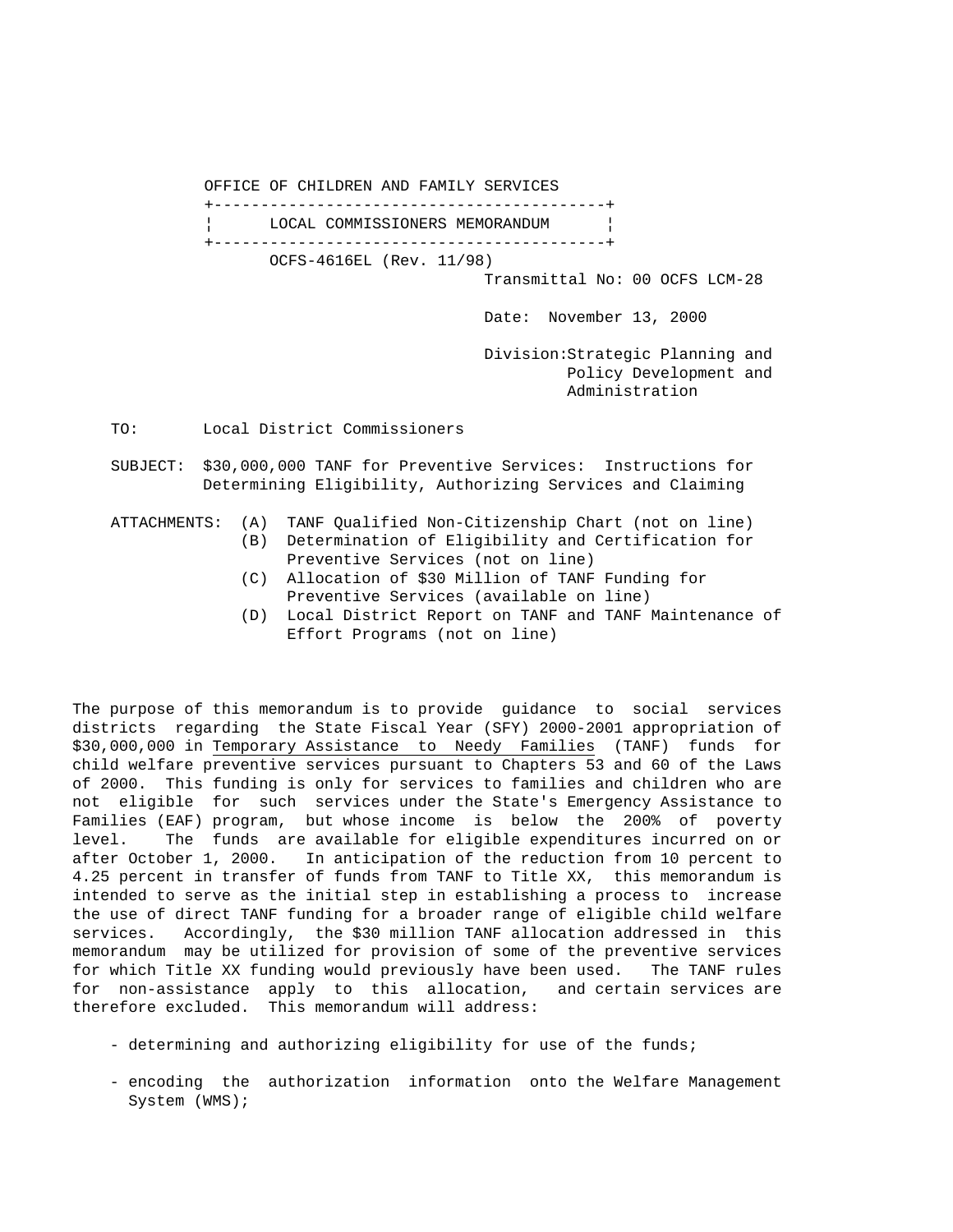OFFICE OF CHILDREN AND FAMILY SERVICES

**LOCAL COMMISSIONERS MEMORANDUM**

OCFS-4616EL (Rev. 11/98)

Transmittal No: 00 OCFS LCM-28

Date: November 13, 2000

Division: Strategic Planning and Policy Development and Administration

TO: Local District Commissioners

SUBJECT: $30,000,000 TANF for Preventive Services: Instructions for Determining Eligibility, Authorizing Services and Claiming

ATTACHMENTS:
- (A) TANF Qualified Non-Citizenship Chart (not on line)
- (B) Determination of Eligibility and Certification for Preventive Services (not on line)
- (C) Allocation of $30 Million of TANF Funding for Preventive Services (available on line)
- (D) Local District Report on TANF and TANF Maintenance of Effort Programs (not on line)

The purpose of this memorandum is to provide guidance to social services districts regarding the State Fiscal Year (SFY) 2000-2001 appropriation of $30,000,000 in Temporary Assistance to Needy Families (TANF) funds for child welfare preventive services pursuant to Chapters 53 and 60 of the Laws of 2000. This funding is only for services to families and children who are not eligible for such services under the State's Emergency Assistance to Families (EAF) program, but whose income is below the 200% of poverty level. The funds are available for eligible expenditures incurred on or after October 1, 2000. In anticipation of the reduction from 10 percent to 4.25 percent in transfer of funds from TANF to Title XX, this memorandum is intended to serve as the initial step in establishing a process to increase the use of direct TANF funding for a broader range of eligible child welfare services. Accordingly, the $30 million TANF allocation addressed in this memorandum may be utilized for provision of some of the preventive services for which Title XX funding would previously have been used. The TANF rules for non-assistance apply to this allocation, and certain services are therefore excluded. This memorandum will address:

- determining and authorizing eligibility for use of the funds;
- encoding the authorization information onto the Welfare Management System (WMS);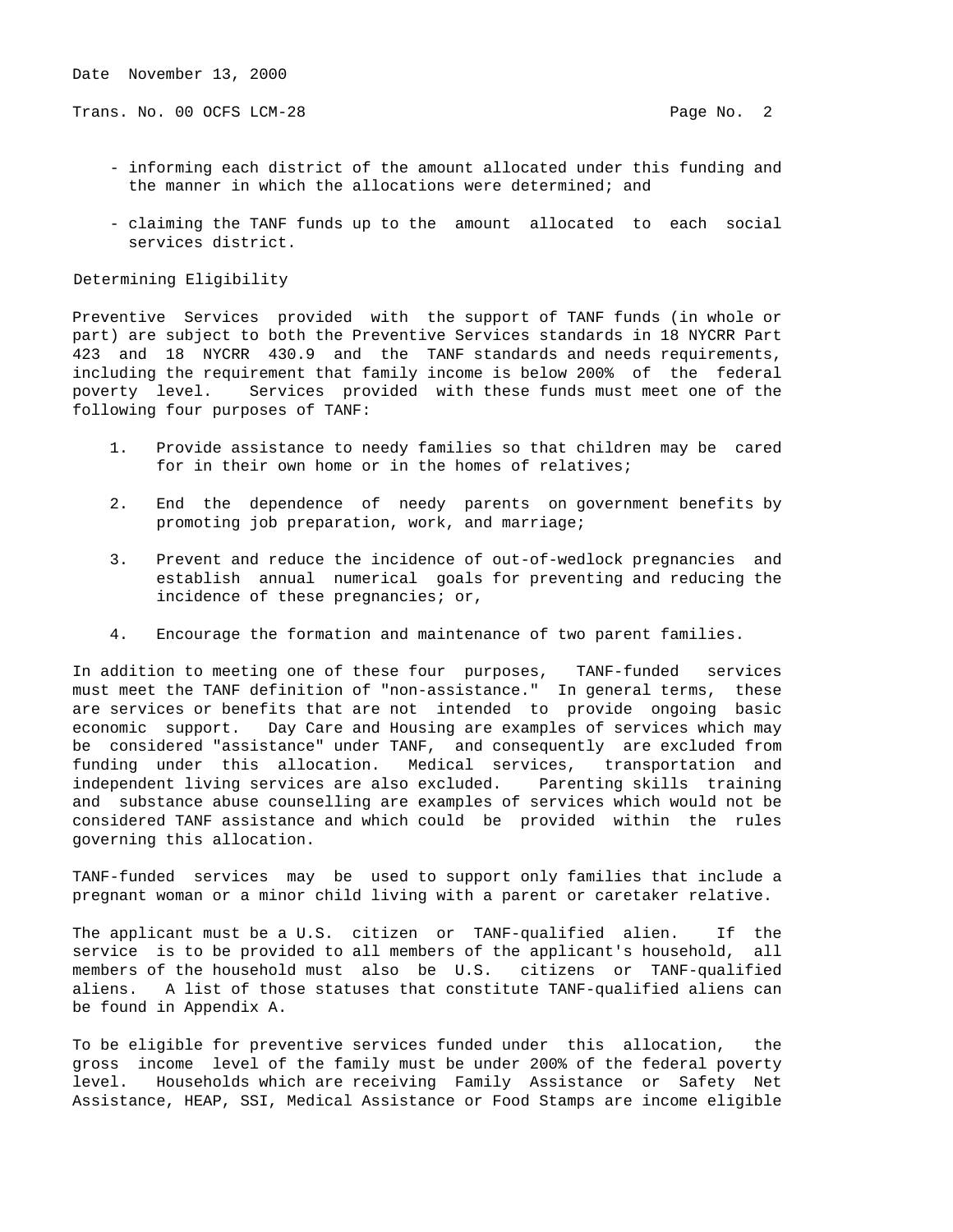- informing each district of the amount allocated under this funding and the manner in which the allocations were determined; and

- claiming the TANF funds up to the amount allocated to each social services district.

## Determining Eligibility

Preventive Services provided with the support of TANF funds (in whole or part) are subject to both the Preventive Services standards in 18 NYCRR Part 423 and 18 NYCRR 430.9 and the TANF standards and needs requirements, including the requirement that family income is below 200% of the federal poverty level. Services provided with these funds must meet one of the following four purposes of TANF:

1. Provide assistance to needy families so that children may be cared for in their own home or in the homes of relatives;

2. End the dependence of needy parents on government benefits by promoting job preparation, work, and marriage;

3. Prevent and reduce the incidence of out-of-wedlock pregnancies and establish annual numerical goals for preventing and reducing the incidence of these pregnancies; or,

4. Encourage the formation and maintenance of two parent families.

In addition to meeting one of these four purposes, TANF-funded services must meet the TANF definition of "non-assistance." In general terms, these are services or benefits that are not intended to provide ongoing basic economic support. Day Care and Housing are examples of services which may be considered "assistance" under TANF, and consequently are excluded from funding under this allocation. Medical services, transportation and independent living services are also excluded. Parenting skills training and substance abuse counselling are examples of services which would not be considered TANF assistance and which could be provided within the rules governing this allocation.

TANF-funded services may be used to support only families that include a pregnant woman or a minor child living with a parent or caretaker relative.

The applicant must be a U.S. citizen or TANF-qualified alien. If the service is to be provided to all members of the applicant's household, all members of the household must also be U.S. citizens or TANF-qualified aliens. A list of those statuses that constitute TANF-qualified aliens can be found in Appendix A.

To be eligible for preventive services funded under this allocation, the gross income level of the family must be under 200% of the federal poverty level. Households which are receiving Family Assistance or Safety Net Assistance, HEAP, SSI, Medical Assistance or Food Stamps are income eligible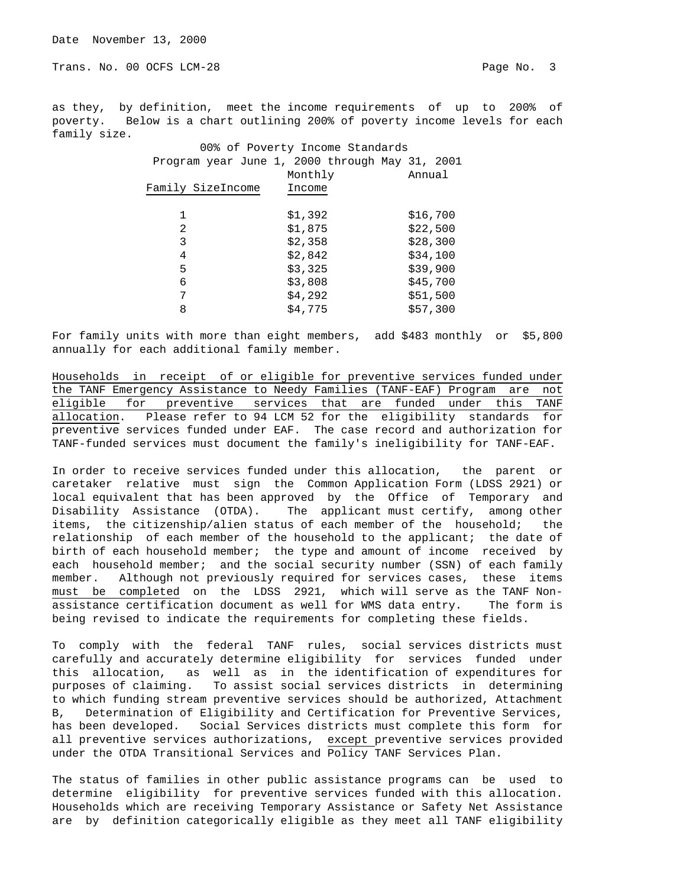as they, by definition, meet the income requirements of up to 200% of poverty. Below is a chart outlining 200% of poverty income levels for each family size.

00% of Poverty Income Standards
Program year June 1, 2000 through May 31, 2001

| Family SizeIncome | Monthly Income | Annual |
|---|---|---|
| 1 | $1,392 | $16,700 |
| 2 | $1,875 | $22,500 |
| 3 | $2,358 | $28,300 |
| 4 | $2,842 | $34,100 |
| 5 | $3,325 | $39,900 |
| 6 | $3,808 | $45,700 |
| 7 | $4,292 | $51,500 |
| 8 | $4,775 | $57,300 |

For family units with more than eight members, add $483 monthly or $5,800 annually for each additional family member.

<u>Households in receipt of or eligible for preventive services funded under the TANF Emergency Assistance to Needy Families (TANF-EAF) Program are not eligible for preventive services that are funded under this TANF allocation</u>. Please refer to 94 LCM 52 for the eligibility standards for preventive services funded under EAF. The case record and authorization for TANF-funded services must document the family's ineligibility for TANF-EAF.

In order to receive services funded under this allocation, the parent or caretaker relative must sign the Common Application Form (LDSS 2921) or local equivalent that has been approved by the Office of Temporary and Disability Assistance (OTDA). The applicant must certify, among other items, the citizenship/alien status of each member of the household; the relationship of each member of the household to the applicant; the date of birth of each household member; the type and amount of income received by each household member; and the social security number (SSN) of each family member. Although not previously required for services cases, these items <u>must be completed</u> on the LDSS 2921, which will serve as the TANF Non-assistance certification document as well for WMS data entry. The form is being revised to indicate the requirements for completing these fields.

To comply with the federal TANF rules, social services districts must carefully and accurately determine eligibility for services funded under this allocation, as well as in the identification of expenditures for purposes of claiming. To assist social services districts in determining to which funding stream preventive services should be authorized, Attachment B, Determination of Eligibility and Certification for Preventive Services, has been developed. Social Services districts must complete this form for all preventive services authorizations, <u>except</u> preventive services provided under the OTDA Transitional Services and Policy TANF Services Plan.

The status of families in other public assistance programs can be used to determine eligibility for preventive services funded with this allocation. Households which are receiving Temporary Assistance or Safety Net Assistance are by definition categorically eligible as they meet all TANF eligibility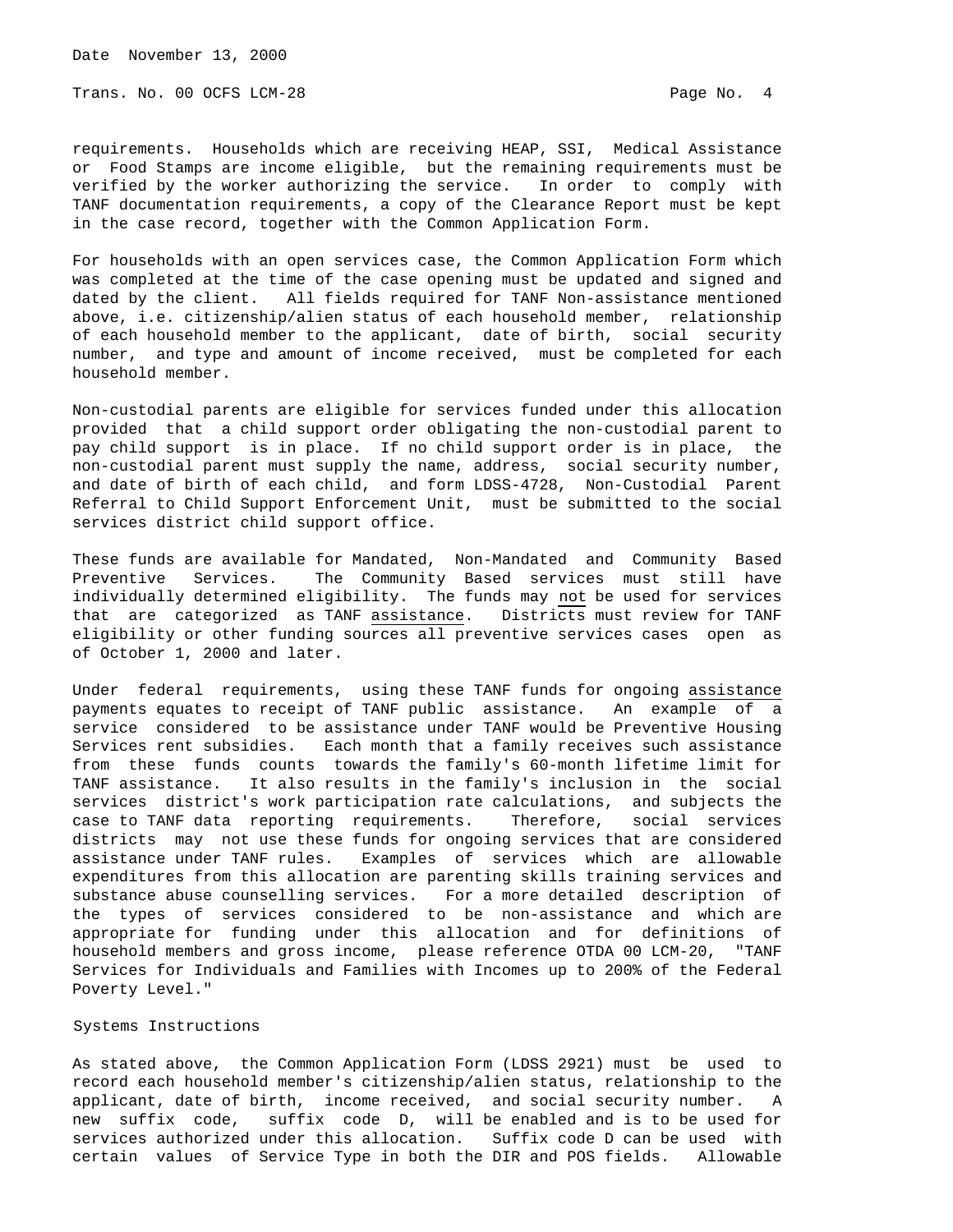requirements. Households which are receiving HEAP, SSI, Medical Assistance or Food Stamps are income eligible, but the remaining requirements must be verified by the worker authorizing the service. In order to comply with TANF documentation requirements, a copy of the Clearance Report must be kept in the case record, together with the Common Application Form.

For households with an open services case, the Common Application Form which was completed at the time of the case opening must be updated and signed and dated by the client. All fields required for TANF Non-assistance mentioned above, i.e. citizenship/alien status of each household member, relationship of each household member to the applicant, date of birth, social security number, and type and amount of income received, must be completed for each household member.

Non-custodial parents are eligible for services funded under this allocation provided that a child support order obligating the non-custodial parent to pay child support is in place. If no child support order is in place, the non-custodial parent must supply the name, address, social security number, and date of birth of each child, and form LDSS-4728, Non-Custodial Parent Referral to Child Support Enforcement Unit, must be submitted to the social services district child support office.

These funds are available for Mandated, Non-Mandated and Community Based Preventive Services. The Community Based services must still have individually determined eligibility. The funds may <u>not</u> be used for services that are categorized as TANF <u>assistance</u>. Districts must review for TANF eligibility or other funding sources all preventive services cases open as of October 1, 2000 and later.

Under federal requirements, using these TANF funds for ongoing <u>assistance</u> payments equates to receipt of TANF public assistance. An example of a service considered to be assistance under TANF would be Preventive Housing Services rent subsidies. Each month that a family receives such assistance from these funds counts towards the family's 60-month lifetime limit for TANF assistance. It also results in the family's inclusion in the social services district's work participation rate calculations, and subjects the case to TANF data reporting requirements. Therefore, social services districts may not use these funds for ongoing services that are considered assistance under TANF rules. Examples of services which are allowable expenditures from this allocation are parenting skills training services and substance abuse counselling services. For a more detailed description of the types of services considered to be non-assistance and which are appropriate for funding under this allocation and for definitions of household members and gross income, please reference OTDA 00 LCM-20, "TANF Services for Individuals and Families with Incomes up to 200% of the Federal Poverty Level."

Systems Instructions

As stated above, the Common Application Form (LDSS 2921) must be used to record each household member's citizenship/alien status, relationship to the applicant, date of birth, income received, and social security number. A new suffix code, suffix code D, will be enabled and is to be used for services authorized under this allocation. Suffix code D can be used with certain values of Service Type in both the DIR and POS fields. Allowable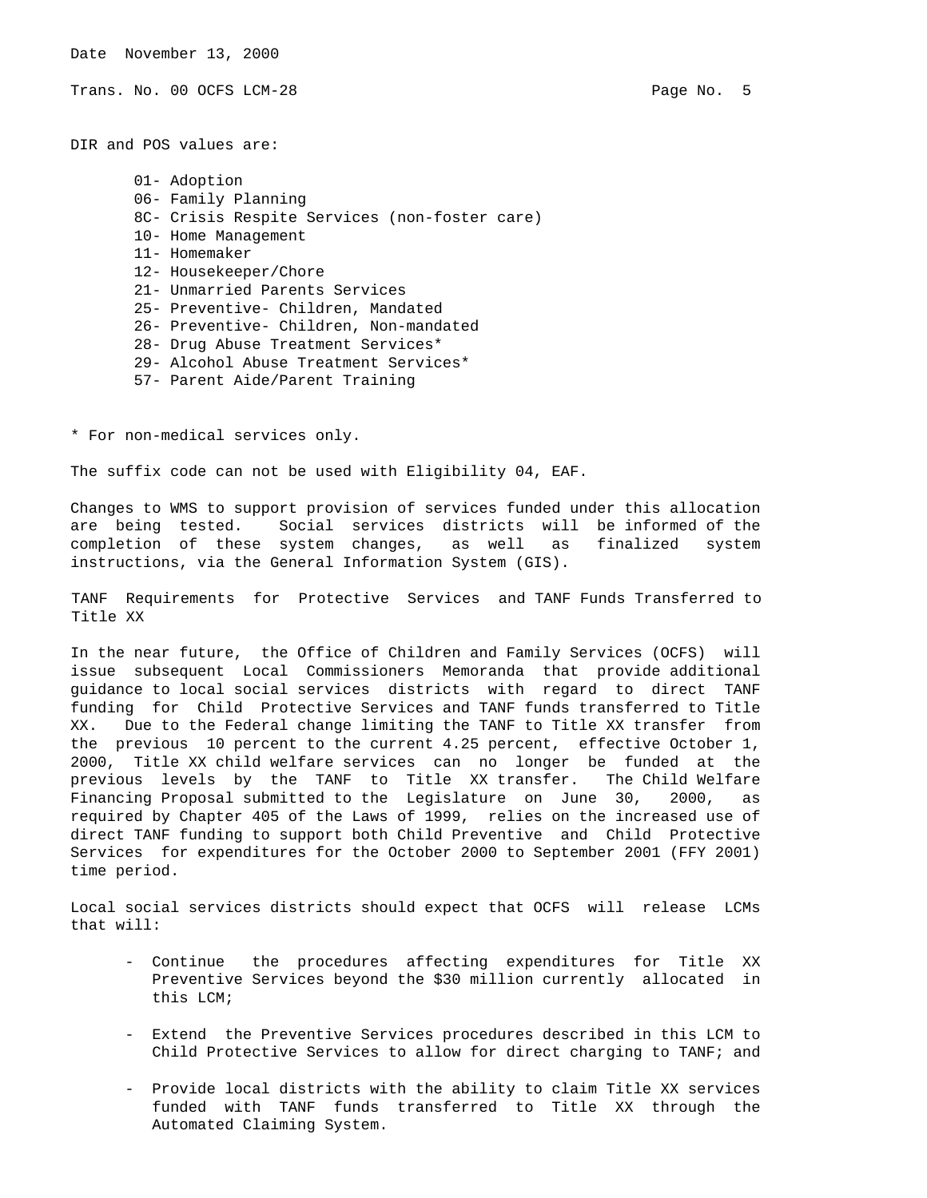DIR and POS values are:

- 01- Adoption
- 06- Family Planning
- 8C- Crisis Respite Services (non-foster care)
- 10- Home Management
- 11- Homemaker
- 12- Housekeeper/Chore
- 21- Unmarried Parents Services
- 25- Preventive- Children, Mandated
- 26- Preventive- Children, Non-mandated
- 28- Drug Abuse Treatment Services*
- 29- Alcohol Abuse Treatment Services*
- 57- Parent Aide/Parent Training

* For non-medical services only.

The suffix code can not be used with Eligibility 04, EAF.

Changes to WMS to support provision of services funded under this allocation are being tested. Social services districts will be informed of the completion of these system changes, as well as finalized system instructions, via the General Information System (GIS).

TANF Requirements for Protective Services and TANF Funds Transferred to Title XX

In the near future, the Office of Children and Family Services (OCFS) will issue subsequent Local Commissioners Memoranda that provide additional guidance to local social services districts with regard to direct TANF funding for Child Protective Services and TANF funds transferred to Title XX. Due to the Federal change limiting the TANF to Title XX transfer from the previous 10 percent to the current 4.25 percent, effective October 1, 2000, Title XX child welfare services can no longer be funded at the previous levels by the TANF to Title XX transfer. The Child Welfare Financing Proposal submitted to the Legislature on June 30, 2000, as required by Chapter 405 of the Laws of 1999, relies on the increased use of direct TANF funding to support both Child Preventive and Child Protective Services for expenditures for the October 2000 to September 2001 (FFY 2001) time period.

Local social services districts should expect that OCFS will release LCMs that will:

- Continue the procedures affecting expenditures for Title XX Preventive Services beyond the $30 million currently allocated in this LCM;
- Extend the Preventive Services procedures described in this LCM to Child Protective Services to allow for direct charging to TANF; and
- Provide local districts with the ability to claim Title XX services funded with TANF funds transferred to Title XX through the Automated Claiming System.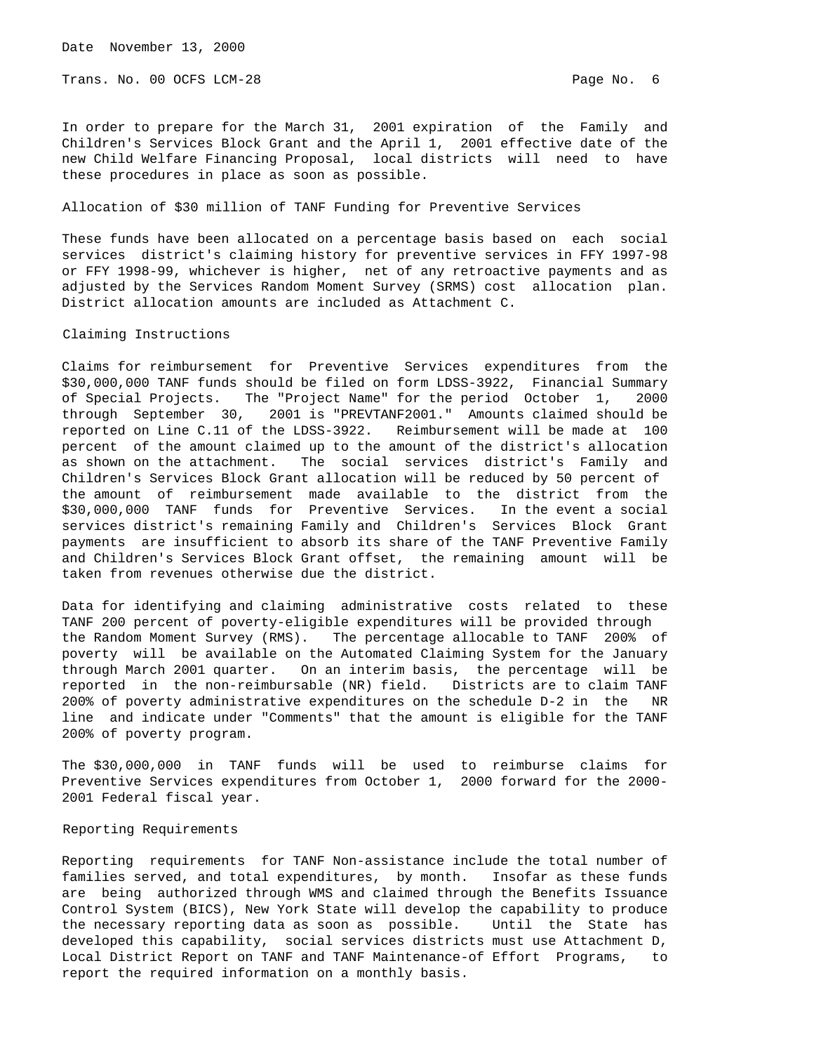In order to prepare for the March 31, 2001 expiration of the Family and Children's Services Block Grant and the April 1, 2001 effective date of the new Child Welfare Financing Proposal, local districts will need to have these procedures in place as soon as possible.

## Allocation of $30 million of TANF Funding for Preventive Services

These funds have been allocated on a percentage basis based on each social services district's claiming history for preventive services in FFY 1997-98 or FFY 1998-99, whichever is higher, net of any retroactive payments and as adjusted by the Services Random Moment Survey (SRMS) cost allocation plan. District allocation amounts are included as Attachment C.

## Claiming Instructions

Claims for reimbursement for Preventive Services expenditures from the $30,000,000 TANF funds should be filed on form LDSS-3922, Financial Summary of Special Projects. The "Project Name" for the period October 1, 2000 through September 30, 2001 is "PREVTANF2001." Amounts claimed should be reported on Line C.11 of the LDSS-3922. Reimbursement will be made at 100 percent of the amount claimed up to the amount of the district's allocation as shown on the attachment. The social services district's Family and Children's Services Block Grant allocation will be reduced by 50 percent of the amount of reimbursement made available to the district from the $30,000,000 TANF funds for Preventive Services. In the event a social services district's remaining Family and Children's Services Block Grant payments are insufficient to absorb its share of the TANF Preventive Family and Children's Services Block Grant offset, the remaining amount will be taken from revenues otherwise due the district.

Data for identifying and claiming administrative costs related to these TANF 200 percent of poverty-eligible expenditures will be provided through the Random Moment Survey (RMS). The percentage allocable to TANF 200% of poverty will be available on the Automated Claiming System for the January through March 2001 quarter. On an interim basis, the percentage will be reported in the non-reimbursable (NR) field. Districts are to claim TANF 200% of poverty administrative expenditures on the schedule D-2 in the NR line and indicate under "Comments" that the amount is eligible for the TANF 200% of poverty program.

The $30,000,000 in TANF funds will be used to reimburse claims for Preventive Services expenditures from October 1, 2000 forward for the 2000-2001 Federal fiscal year.

## Reporting Requirements

Reporting requirements for TANF Non-assistance include the total number of families served, and total expenditures, by month. Insofar as these funds are being authorized through WMS and claimed through the Benefits Issuance Control System (BICS), New York State will develop the capability to produce the necessary reporting data as soon as possible. Until the State has developed this capability, social services districts must use Attachment D, Local District Report on TANF and TANF Maintenance-of Effort Programs, to report the required information on a monthly basis.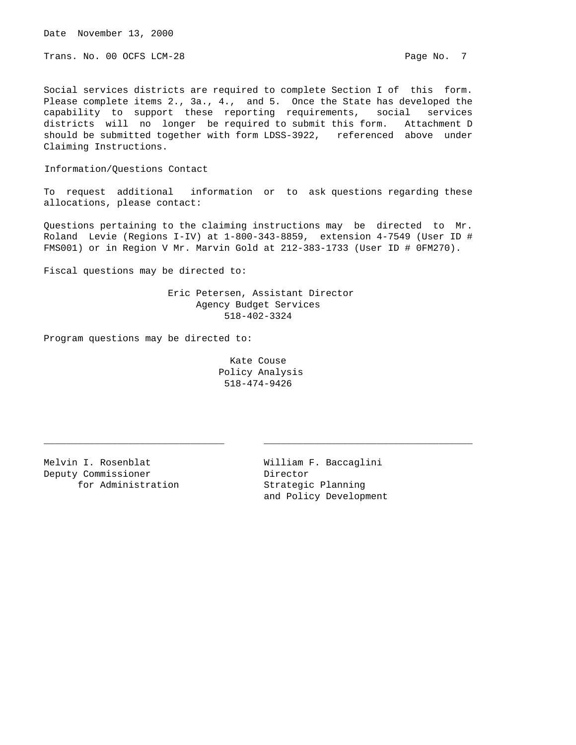Social services districts are required to complete Section I of this form. Please complete items 2., 3a., 4., and 5. Once the State has developed the capability to support these reporting requirements, social services districts will no longer be required to submit this form. Attachment D should be submitted together with form LDSS-3922, referenced above under Claiming Instructions.

Information/Questions Contact

To request additional information or to ask questions regarding these allocations, please contact:

Questions pertaining to the claiming instructions may be directed to Mr. Roland Levie (Regions I-IV) at 1-800-343-8859, extension 4-7549 (User ID # FMS001) or in Region V Mr. Marvin Gold at 212-383-1733 (User ID # 0FM270).

Fiscal questions may be directed to:

Eric Petersen, Assistant Director
Agency Budget Services
518-402-3324

Program questions may be directed to:

Kate Couse
Policy Analysis
518-474-9426

\_\_\_\_\_\_\_\_\_\_\_\_\_\_\_\_\_\_\_\_\_\_\_\_\_\_\_\_\_\_\_\_
Melvin I. Rosenblat
Deputy Commissioner
for Administration

\_\_\_\_\_\_\_\_\_\_\_\_\_\_\_\_\_\_\_\_\_\_\_\_\_\_\_\_\_\_\_\_
William F. Baccaglini
Director
Strategic Planning
and Policy Development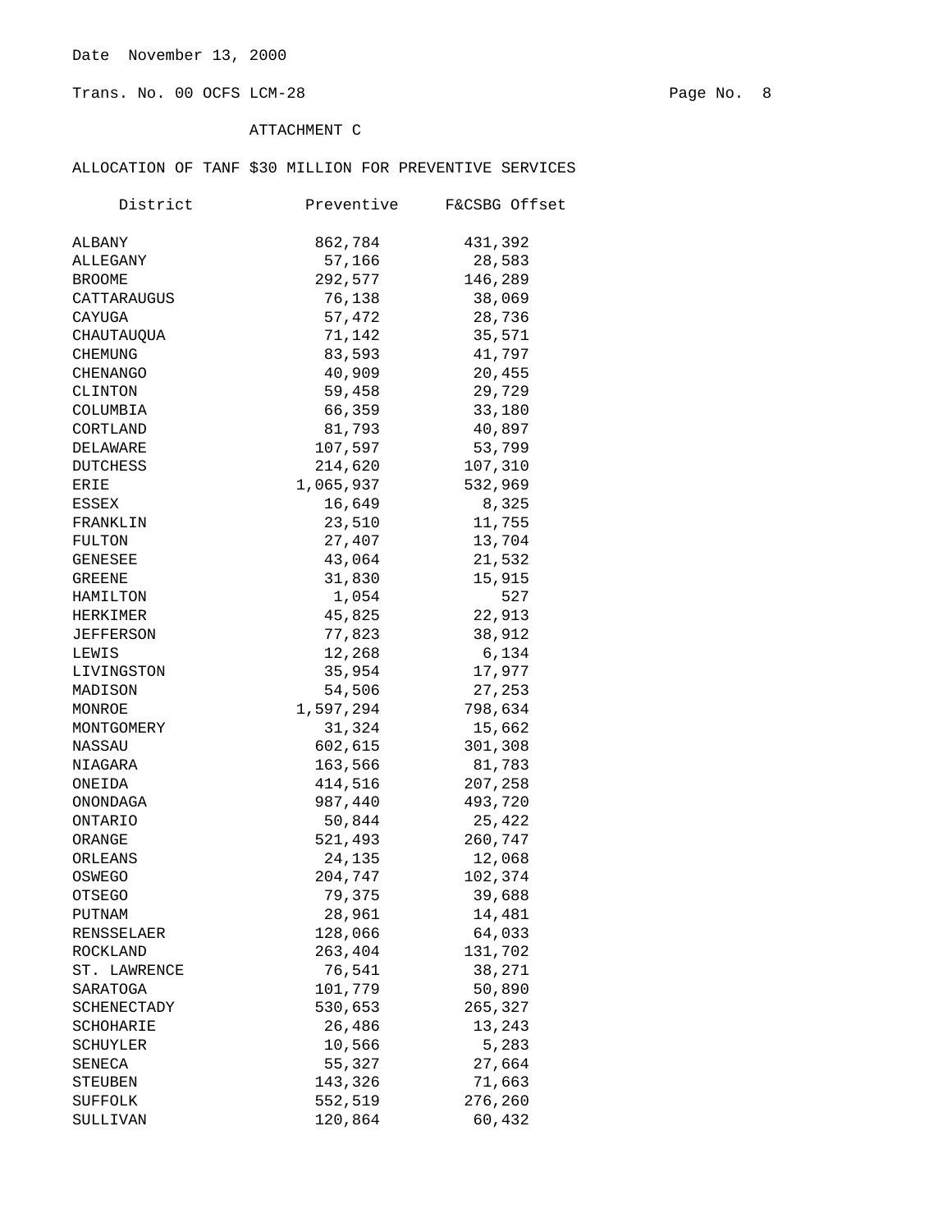Date November 13, 2000

Trans. No. 00 OCFS LCM-28

ATTACHMENT C

ALLOCATION OF TANF $30 MILLION FOR PREVENTIVE SERVICES

| District | Preventive | F&CSBG Offset |
|---|---|---|
| ALBANY | 862,784 | 431,392 |
| ALLEGANY | 57,166 | 28,583 |
| BROOME | 292,577 | 146,289 |
| CATTARAUGUS | 76,138 | 38,069 |
| CAYUGA | 57,472 | 28,736 |
| CHAUTAUQUA | 71,142 | 35,571 |
| CHEMUNG | 83,593 | 41,797 |
| CHENANGO | 40,909 | 20,455 |
| CLINTON | 59,458 | 29,729 |
| COLUMBIA | 66,359 | 33,180 |
| CORTLAND | 81,793 | 40,897 |
| DELAWARE | 107,597 | 53,799 |
| DUTCHESS | 214,620 | 107,310 |
| ERIE | 1,065,937 | 532,969 |
| ESSEX | 16,649 | 8,325 |
| FRANKLIN | 23,510 | 11,755 |
| FULTON | 27,407 | 13,704 |
| GENESEE | 43,064 | 21,532 |
| GREENE | 31,830 | 15,915 |
| HAMILTON | 1,054 | 527 |
| HERKIMER | 45,825 | 22,913 |
| JEFFERSON | 77,823 | 38,912 |
| LEWIS | 12,268 | 6,134 |
| LIVINGSTON | 35,954 | 17,977 |
| MADISON | 54,506 | 27,253 |
| MONROE | 1,597,294 | 798,634 |
| MONTGOMERY | 31,324 | 15,662 |
| NASSAU | 602,615 | 301,308 |
| NIAGARA | 163,566 | 81,783 |
| ONEIDA | 414,516 | 207,258 |
| ONONDAGA | 987,440 | 493,720 |
| ONTARIO | 50,844 | 25,422 |
| ORANGE | 521,493 | 260,747 |
| ORLEANS | 24,135 | 12,068 |
| OSWEGO | 204,747 | 102,374 |
| OTSEGO | 79,375 | 39,688 |
| PUTNAM | 28,961 | 14,481 |
| RENSSELAER | 128,066 | 64,033 |
| ROCKLAND | 263,404 | 131,702 |
| ST. LAWRENCE | 76,541 | 38,271 |
| SARATOGA | 101,779 | 50,890 |
| SCHENECTADY | 530,653 | 265,327 |
| SCHOHARIE | 26,486 | 13,243 |
| SCHUYLER | 10,566 | 5,283 |
| SENECA | 55,327 | 27,664 |
| STEUBEN | 143,326 | 71,663 |
| SUFFOLK | 552,519 | 276,260 |
| SULLIVAN | 120,864 | 60,432 |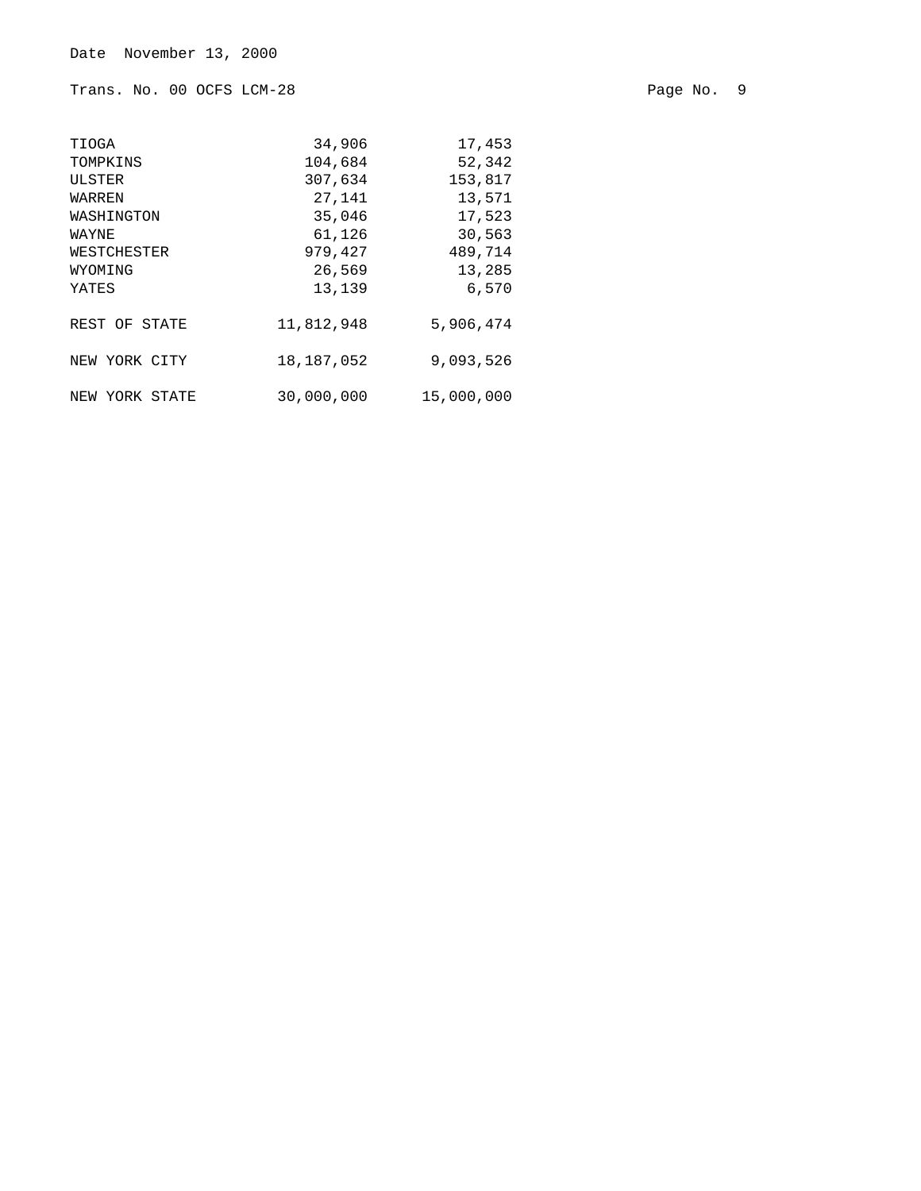| | | |
|---|---|---|
| TIOGA | 34,906 | 17,453 |
| TOMPKINS | 104,684 | 52,342 |
| ULSTER | 307,634 | 153,817 |
| WARREN | 27,141 | 13,571 |
| WASHINGTON | 35,046 | 17,523 |
| WAYNE | 61,126 | 30,563 |
| WESTCHESTER | 979,427 | 489,714 |
| WYOMING | 26,569 | 13,285 |
| YATES | 13,139 | 6,570 |
| REST OF STATE | 11,812,948 | 5,906,474 |
| NEW YORK CITY | 18,187,052 | 9,093,526 |
| NEW YORK STATE | 30,000,000 | 15,000,000 |